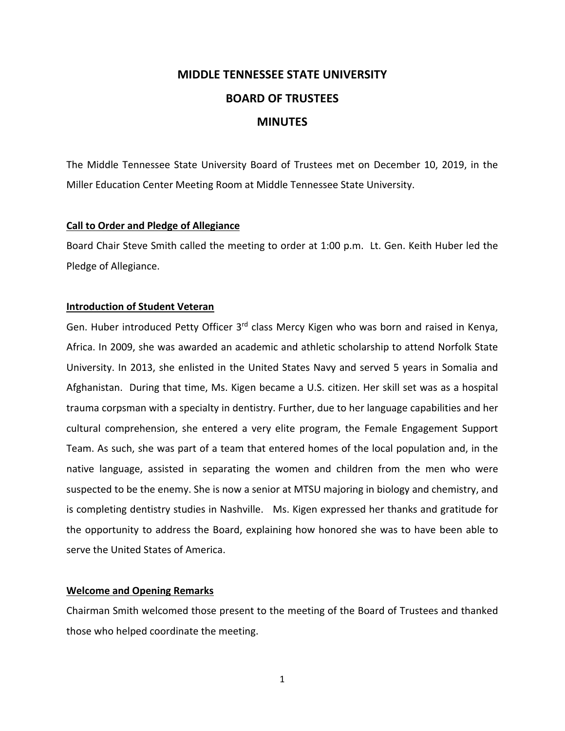# MIDDLE TENNESSEE STATE UNIVERSITY

# BOARD OF TRUSTEES

# MINUTES

The Middle Tennessee State University Board of Trustees met on December 10, 2019, in the Miller Education Center Meeting Room at Middle Tennessee State University.

**Call to Order and Pledge of Allegiance**

Board Chair Steve Smith called the meeting to order at 1:00 p.m. Lt. Gen. Keith Huber led the Pledge of Allegiance.

**Introduction of Student Veteran**

Gen. Huber introduced Petty Officer 3rd class Mercy Kigen who was born and raised in Kenya, Africa. In 2009, she was awarded an academic and athletic scholarship to attend Norfolk State University. In 2013, she enlisted in the United States Navy and served 5 years in Somalia and Afghanistan. During that time, Ms. Kigen became a U.S. citizen. Her skill set was as a hospital trauma corpsman with a specialty in dentistry. Further, due to her language capabilities and her cultural comprehension, she entered a very elite program, the Female Engagement Support Team. As such, she was part of a team that entered homes of the local population and, in the native language, assisted in separating the women and children from the men who were suspected to be the enemy. She is now a senior at MTSU majoring in biology and chemistry, and is completing dentistry studies in Nashville. Ms. Kigen expressed her thanks and gratitude for the opportunity to address the Board, explaining how honored she was to have been able to serve the United States of America.

**Welcome and Opening Remarks**

Chairman Smith welcomed those present to the meeting of the Board of Trustees and thanked those who helped coordinate the meeting.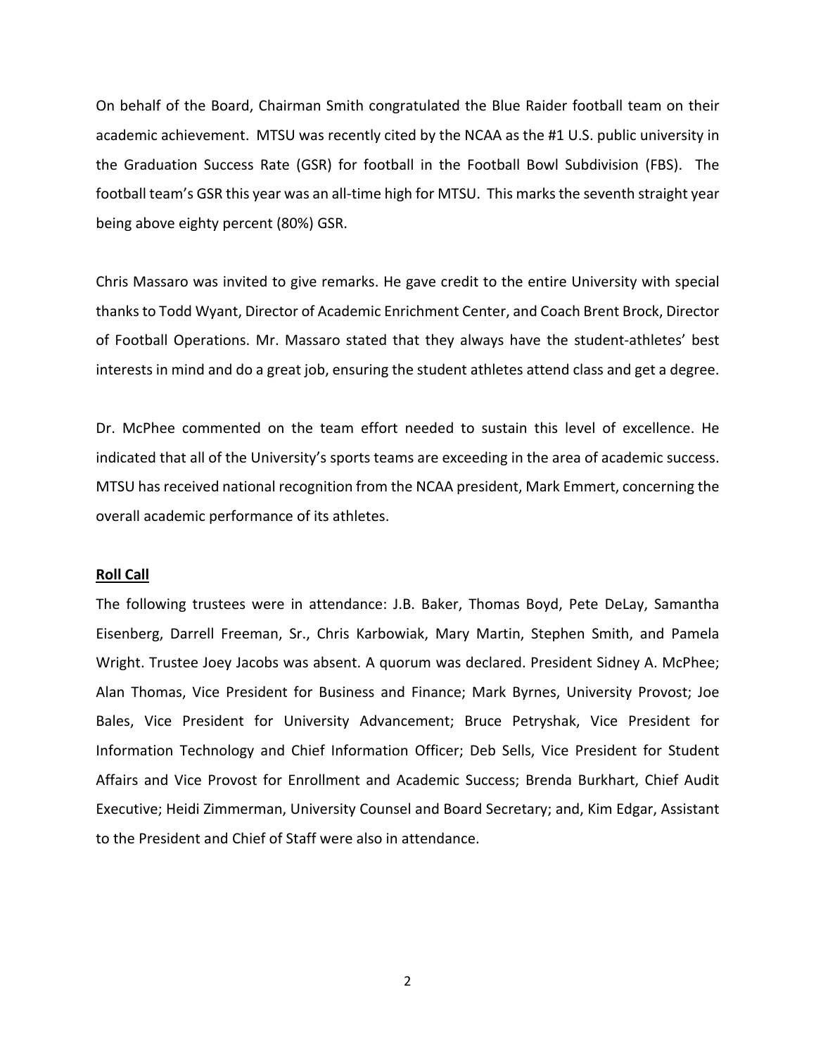On behalf of the Board, Chairman Smith congratulated the Blue Raider football team on their academic achievement. MTSU was recently cited by the NCAA as the #1 U.S. public university in the Graduation Success Rate (GSR) for football in the Football Bowl Subdivision (FBS). The football team's GSR this year was an all-time high for MTSU. This marks the seventh straight year being above eighty percent (80%) GSR.

Chris Massaro was invited to give remarks. He gave credit to the entire University with special thanks to Todd Wyant, Director of Academic Enrichment Center, and Coach Brent Brock, Director of Football Operations. Mr. Massaro stated that they always have the student-athletes' best interests in mind and do a great job, ensuring the student athletes attend class and get a degree.

Dr. McPhee commented on the team effort needed to sustain this level of excellence. He indicated that all of the University's sports teams are exceeding in the area of academic success. MTSU has received national recognition from the NCAA president, Mark Emmert, concerning the overall academic performance of its athletes.

**Roll Call**

The following trustees were in attendance: J.B. Baker, Thomas Boyd, Pete DeLay, Samantha Eisenberg, Darrell Freeman, Sr., Chris Karbowiak, Mary Martin, Stephen Smith, and Pamela Wright. Trustee Joey Jacobs was absent. A quorum was declared. President Sidney A. McPhee; Alan Thomas, Vice President for Business and Finance; Mark Byrnes, University Provost; Joe Bales, Vice President for University Advancement; Bruce Petryshak, Vice President for Information Technology and Chief Information Officer; Deb Sells, Vice President for Student Affairs and Vice Provost for Enrollment and Academic Success; Brenda Burkhart, Chief Audit Executive; Heidi Zimmerman, University Counsel and Board Secretary; and, Kim Edgar, Assistant to the President and Chief of Staff were also in attendance.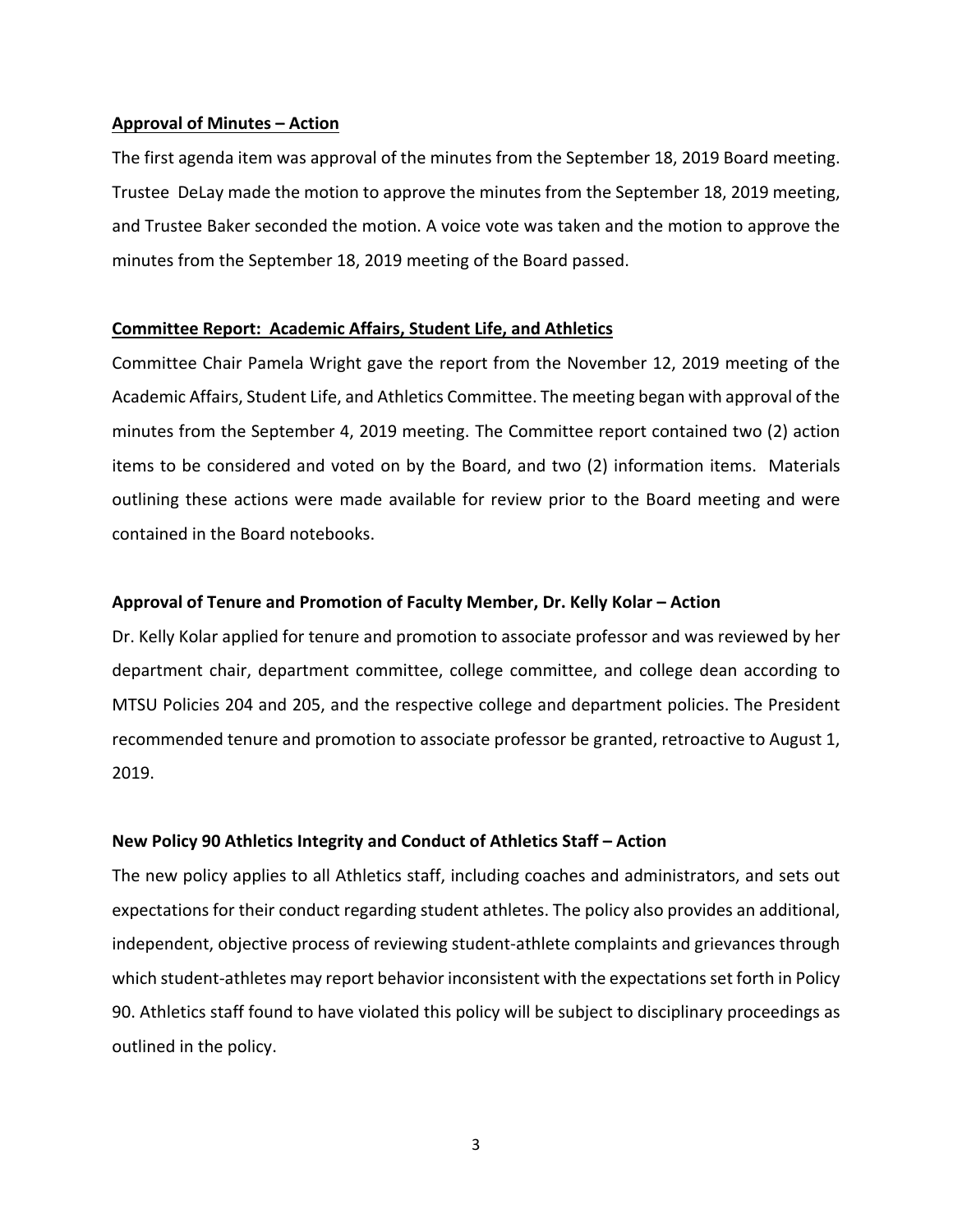**Approval of Minutes – Action**

The first agenda item was approval of the minutes from the September 18, 2019 Board meeting. Trustee DeLay made the motion to approve the minutes from the September 18, 2019 meeting, and Trustee Baker seconded the motion. A voice vote was taken and the motion to approve the minutes from the September 18, 2019 meeting of the Board passed.

**Committee Report: Academic Affairs, Student Life, and Athletics**

Committee Chair Pamela Wright gave the report from the November 12, 2019 meeting of the Academic Affairs, Student Life, and Athletics Committee. The meeting began with approval of the minutes from the September 4, 2019 meeting. The Committee report contained two (2) action items to be considered and voted on by the Board, and two (2) information items. Materials outlining these actions were made available for review prior to the Board meeting and were contained in the Board notebooks.

**Approval of Tenure and Promotion of Faculty Member, Dr. Kelly Kolar – Action**

Dr. Kelly Kolar applied for tenure and promotion to associate professor and was reviewed by her department chair, department committee, college committee, and college dean according to MTSU Policies 204 and 205, and the respective college and department policies. The President recommended tenure and promotion to associate professor be granted, retroactive to August 1, 2019.

**New Policy 90 Athletics Integrity and Conduct of Athletics Staff – Action**

The new policy applies to all Athletics staff, including coaches and administrators, and sets out expectations for their conduct regarding student athletes. The policy also provides an additional, independent, objective process of reviewing student-athlete complaints and grievances through which student-athletes may report behavior inconsistent with the expectations set forth in Policy 90. Athletics staff found to have violated this policy will be subject to disciplinary proceedings as outlined in the policy.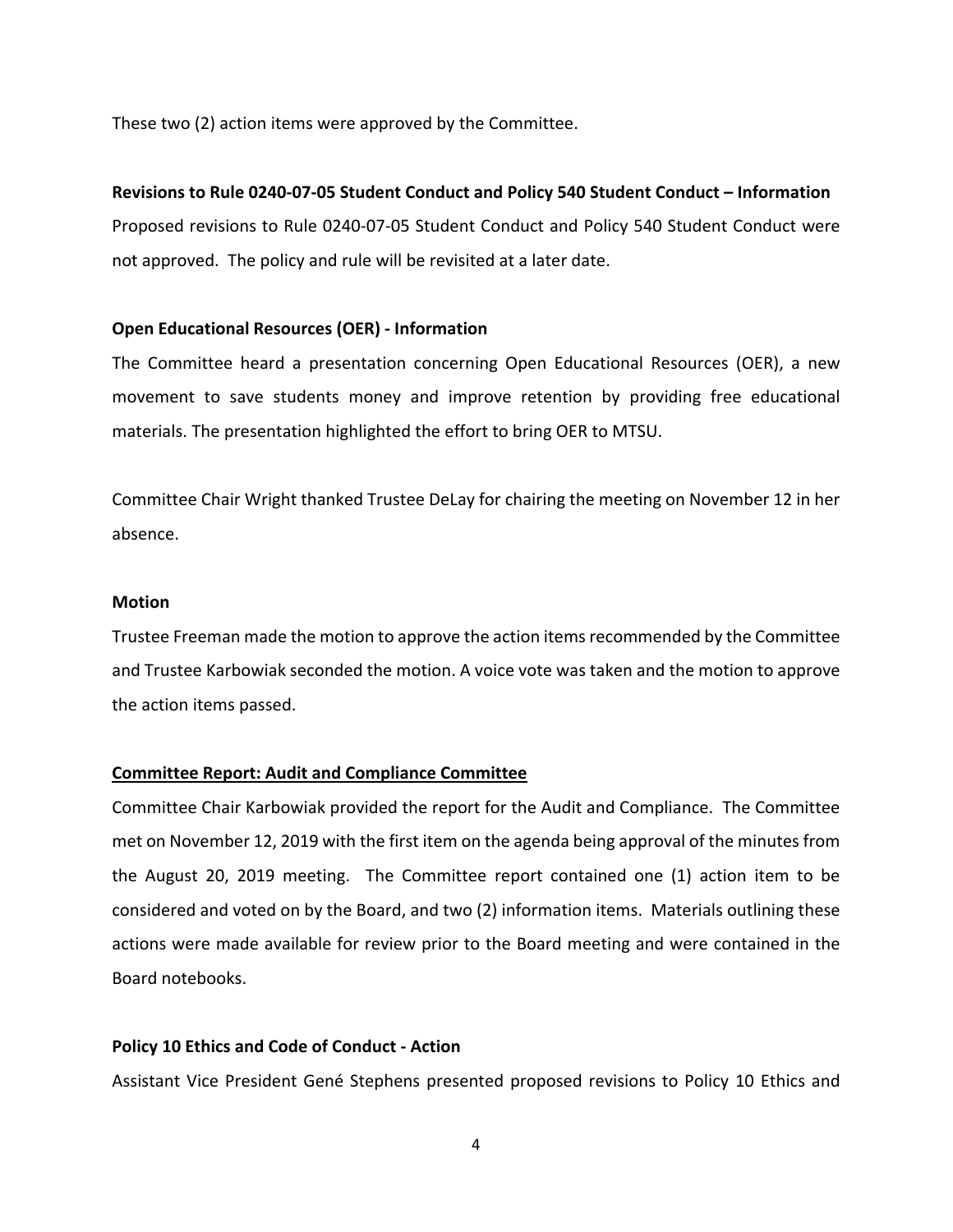These two (2) action items were approved by the Committee.

**Revisions to Rule 0240-07-05 Student Conduct and Policy 540 Student Conduct – Information**

Proposed revisions to Rule 0240-07-05 Student Conduct and Policy 540 Student Conduct were not approved. The policy and rule will be revisited at a later date.

**Open Educational Resources (OER) - Information**

The Committee heard a presentation concerning Open Educational Resources (OER), a new movement to save students money and improve retention by providing free educational materials. The presentation highlighted the effort to bring OER to MTSU.

Committee Chair Wright thanked Trustee DeLay for chairing the meeting on November 12 in her absence.

**Motion**

Trustee Freeman made the motion to approve the action items recommended by the Committee and Trustee Karbowiak seconded the motion. A voice vote was taken and the motion to approve the action items passed.

**Committee Report: Audit and Compliance Committee**

Committee Chair Karbowiak provided the report for the Audit and Compliance. The Committee met on November 12, 2019 with the first item on the agenda being approval of the minutes from the August 20, 2019 meeting. The Committee report contained one (1) action item to be considered and voted on by the Board, and two (2) information items. Materials outlining these actions were made available for review prior to the Board meeting and were contained in the Board notebooks.

**Policy 10 Ethics and Code of Conduct - Action**

Assistant Vice President Gené Stephens presented proposed revisions to Policy 10 Ethics and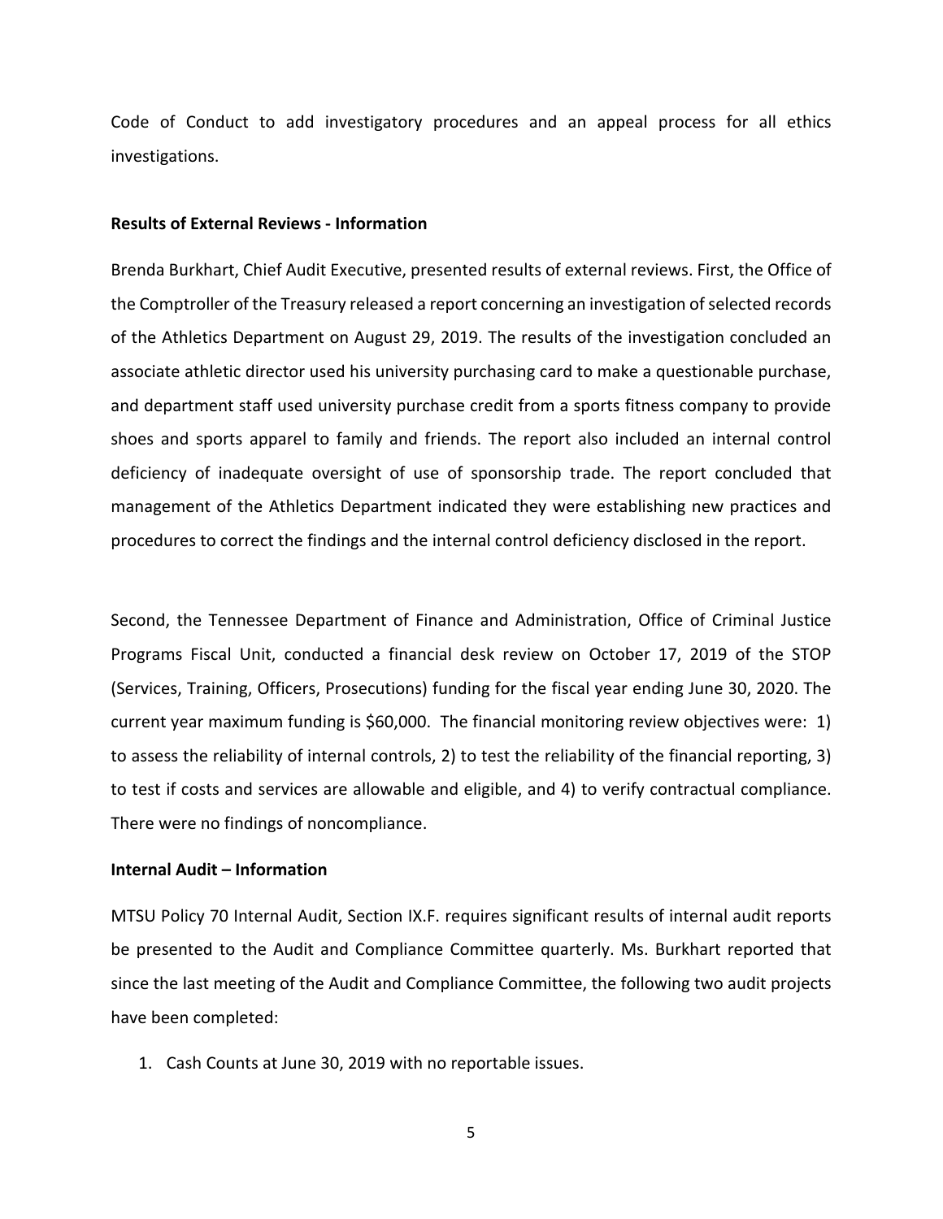Code of Conduct to add investigatory procedures and an appeal process for all ethics investigations.

**Results of External Reviews - Information**

Brenda Burkhart, Chief Audit Executive, presented results of external reviews. First, the Office of the Comptroller of the Treasury released a report concerning an investigation of selected records of the Athletics Department on August 29, 2019. The results of the investigation concluded an associate athletic director used his university purchasing card to make a questionable purchase, and department staff used university purchase credit from a sports fitness company to provide shoes and sports apparel to family and friends. The report also included an internal control deficiency of inadequate oversight of use of sponsorship trade. The report concluded that management of the Athletics Department indicated they were establishing new practices and procedures to correct the findings and the internal control deficiency disclosed in the report.

Second, the Tennessee Department of Finance and Administration, Office of Criminal Justice Programs Fiscal Unit, conducted a financial desk review on October 17, 2019 of the STOP (Services, Training, Officers, Prosecutions) funding for the fiscal year ending June 30, 2020. The current year maximum funding is $60,000. The financial monitoring review objectives were: 1) to assess the reliability of internal controls, 2) to test the reliability of the financial reporting, 3) to test if costs and services are allowable and eligible, and 4) to verify contractual compliance. There were no findings of noncompliance.

**Internal Audit – Information**

MTSU Policy 70 Internal Audit, Section IX.F. requires significant results of internal audit reports be presented to the Audit and Compliance Committee quarterly. Ms. Burkhart reported that since the last meeting of the Audit and Compliance Committee, the following two audit projects have been completed:

1. Cash Counts at June 30, 2019 with no reportable issues.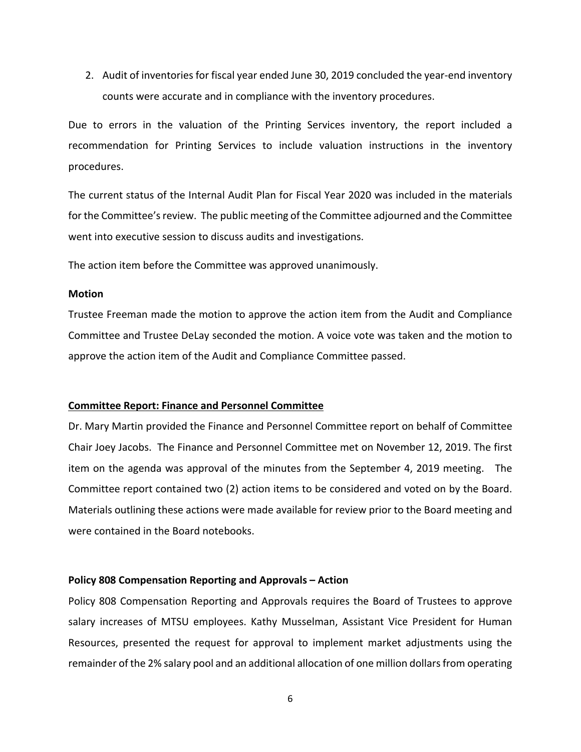2. Audit of inventories for fiscal year ended June 30, 2019 concluded the year-end inventory counts were accurate and in compliance with the inventory procedures.

Due to errors in the valuation of the Printing Services inventory, the report included a recommendation for Printing Services to include valuation instructions in the inventory procedures.

The current status of the Internal Audit Plan for Fiscal Year 2020 was included in the materials for the Committee's review. The public meeting of the Committee adjourned and the Committee went into executive session to discuss audits and investigations.

The action item before the Committee was approved unanimously.

**Motion**

Trustee Freeman made the motion to approve the action item from the Audit and Compliance Committee and Trustee DeLay seconded the motion. A voice vote was taken and the motion to approve the action item of the Audit and Compliance Committee passed.

**Committee Report: Finance and Personnel Committee**

Dr. Mary Martin provided the Finance and Personnel Committee report on behalf of Committee Chair Joey Jacobs. The Finance and Personnel Committee met on November 12, 2019. The first item on the agenda was approval of the minutes from the September 4, 2019 meeting. The Committee report contained two (2) action items to be considered and voted on by the Board. Materials outlining these actions were made available for review prior to the Board meeting and were contained in the Board notebooks.

**Policy 808 Compensation Reporting and Approvals – Action**

Policy 808 Compensation Reporting and Approvals requires the Board of Trustees to approve salary increases of MTSU employees. Kathy Musselman, Assistant Vice President for Human Resources, presented the request for approval to implement market adjustments using the remainder of the 2% salary pool and an additional allocation of one million dollars from operating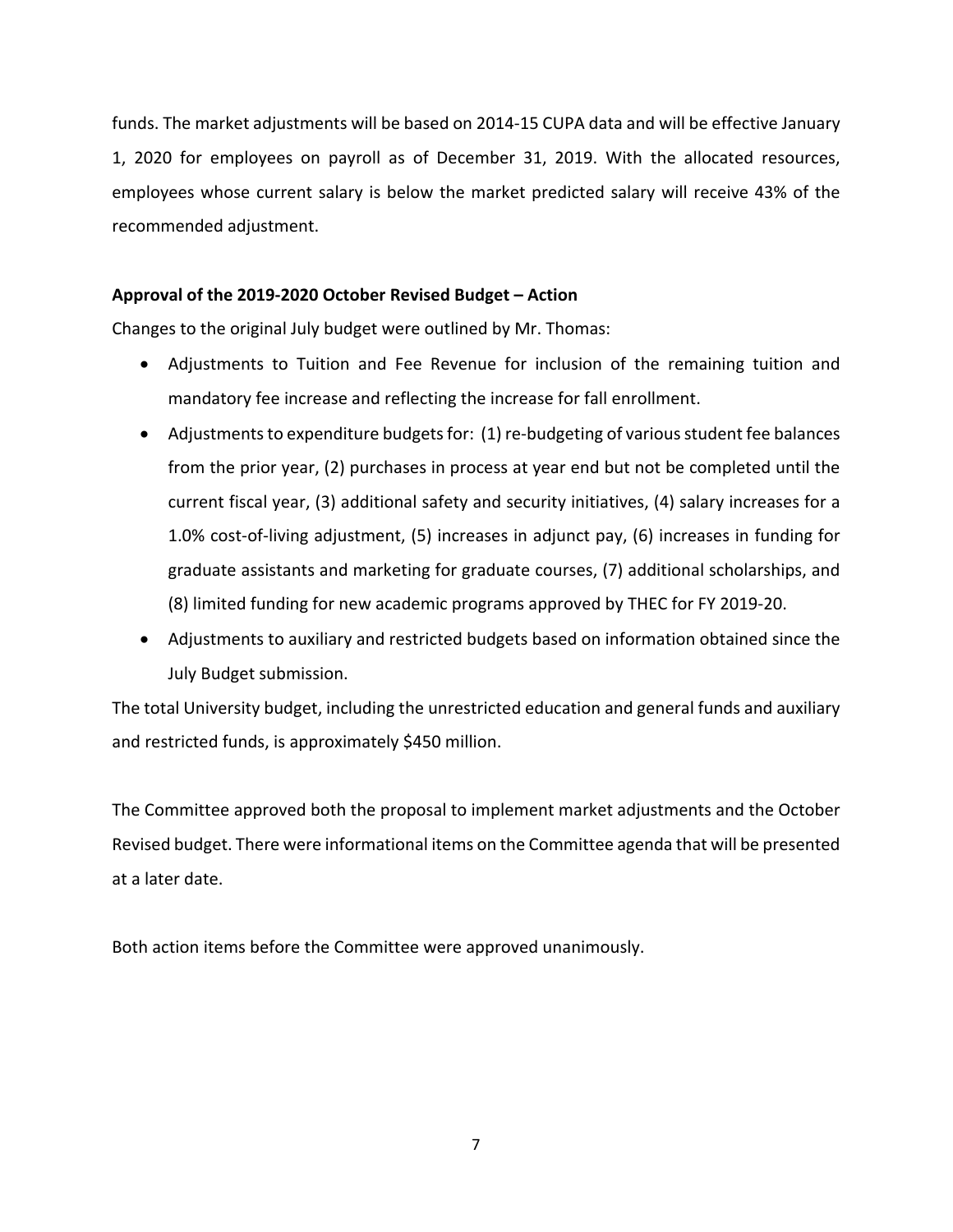funds. The market adjustments will be based on 2014-15 CUPA data and will be effective January 1, 2020 for employees on payroll as of December 31, 2019. With the allocated resources, employees whose current salary is below the market predicted salary will receive 43% of the recommended adjustment.

**Approval of the 2019-2020 October Revised Budget – Action**

Changes to the original July budget were outlined by Mr. Thomas:

- Adjustments to Tuition and Fee Revenue for inclusion of the remaining tuition and mandatory fee increase and reflecting the increase for fall enrollment.
- Adjustments to expenditure budgets for: (1) re-budgeting of various student fee balances from the prior year, (2) purchases in process at year end but not be completed until the current fiscal year, (3) additional safety and security initiatives, (4) salary increases for a 1.0% cost-of-living adjustment, (5) increases in adjunct pay, (6) increases in funding for graduate assistants and marketing for graduate courses, (7) additional scholarships, and (8) limited funding for new academic programs approved by THEC for FY 2019-20.
- Adjustments to auxiliary and restricted budgets based on information obtained since the July Budget submission.

The total University budget, including the unrestricted education and general funds and auxiliary and restricted funds, is approximately $450 million.

The Committee approved both the proposal to implement market adjustments and the October Revised budget. There were informational items on the Committee agenda that will be presented at a later date.

Both action items before the Committee were approved unanimously.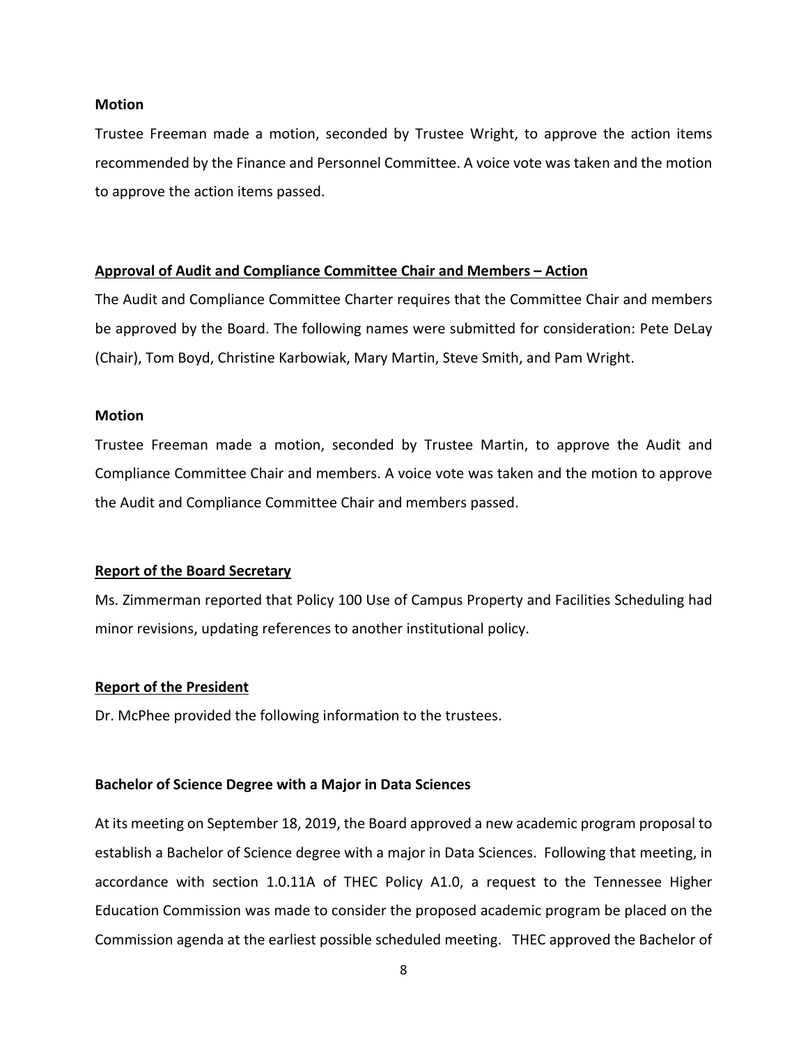**Motion**

Trustee Freeman made a motion, seconded by Trustee Wright, to approve the action items recommended by the Finance and Personnel Committee. A voice vote was taken and the motion to approve the action items passed.

**Approval of Audit and Compliance Committee Chair and Members – Action**

The Audit and Compliance Committee Charter requires that the Committee Chair and members be approved by the Board. The following names were submitted for consideration: Pete DeLay (Chair), Tom Boyd, Christine Karbowiak, Mary Martin, Steve Smith, and Pam Wright.

**Motion**

Trustee Freeman made a motion, seconded by Trustee Martin, to approve the Audit and Compliance Committee Chair and members. A voice vote was taken and the motion to approve the Audit and Compliance Committee Chair and members passed.

**Report of the Board Secretary**

Ms. Zimmerman reported that Policy 100 Use of Campus Property and Facilities Scheduling had minor revisions, updating references to another institutional policy.

**Report of the President**

Dr. McPhee provided the following information to the trustees.

**Bachelor of Science Degree with a Major in Data Sciences**

At its meeting on September 18, 2019, the Board approved a new academic program proposal to establish a Bachelor of Science degree with a major in Data Sciences. Following that meeting, in accordance with section 1.0.11A of THEC Policy A1.0, a request to the Tennessee Higher Education Commission was made to consider the proposed academic program be placed on the Commission agenda at the earliest possible scheduled meeting. THEC approved the Bachelor of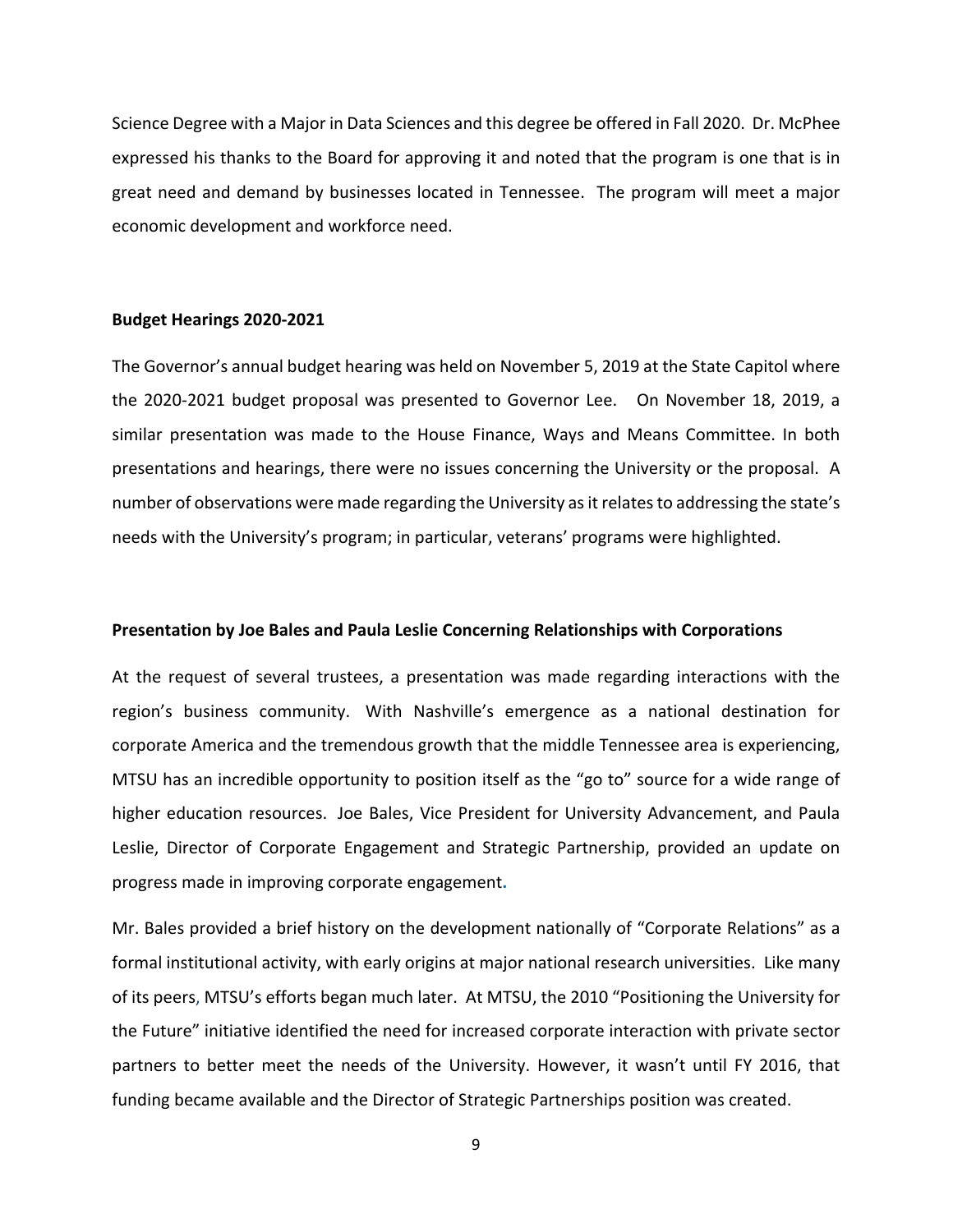Science Degree with a Major in Data Sciences and this degree be offered in Fall 2020. Dr. McPhee expressed his thanks to the Board for approving it and noted that the program is one that is in great need and demand by businesses located in Tennessee. The program will meet a major economic development and workforce need.

**Budget Hearings 2020-2021**

The Governor's annual budget hearing was held on November 5, 2019 at the State Capitol where the 2020-2021 budget proposal was presented to Governor Lee. On November 18, 2019, a similar presentation was made to the House Finance, Ways and Means Committee. In both presentations and hearings, there were no issues concerning the University or the proposal. A number of observations were made regarding the University as it relates to addressing the state's needs with the University's program; in particular, veterans' programs were highlighted.

**Presentation by Joe Bales and Paula Leslie Concerning Relationships with Corporations**

At the request of several trustees, a presentation was made regarding interactions with the region's business community. With Nashville's emergence as a national destination for corporate America and the tremendous growth that the middle Tennessee area is experiencing, MTSU has an incredible opportunity to position itself as the "go to" source for a wide range of higher education resources. Joe Bales, Vice President for University Advancement, and Paula Leslie, Director of Corporate Engagement and Strategic Partnership, provided an update on progress made in improving corporate engagement.

Mr. Bales provided a brief history on the development nationally of "Corporate Relations" as a formal institutional activity, with early origins at major national research universities. Like many of its peers, MTSU's efforts began much later. At MTSU, the 2010 "Positioning the University for the Future" initiative identified the need for increased corporate interaction with private sector partners to better meet the needs of the University. However, it wasn't until FY 2016, that funding became available and the Director of Strategic Partnerships position was created.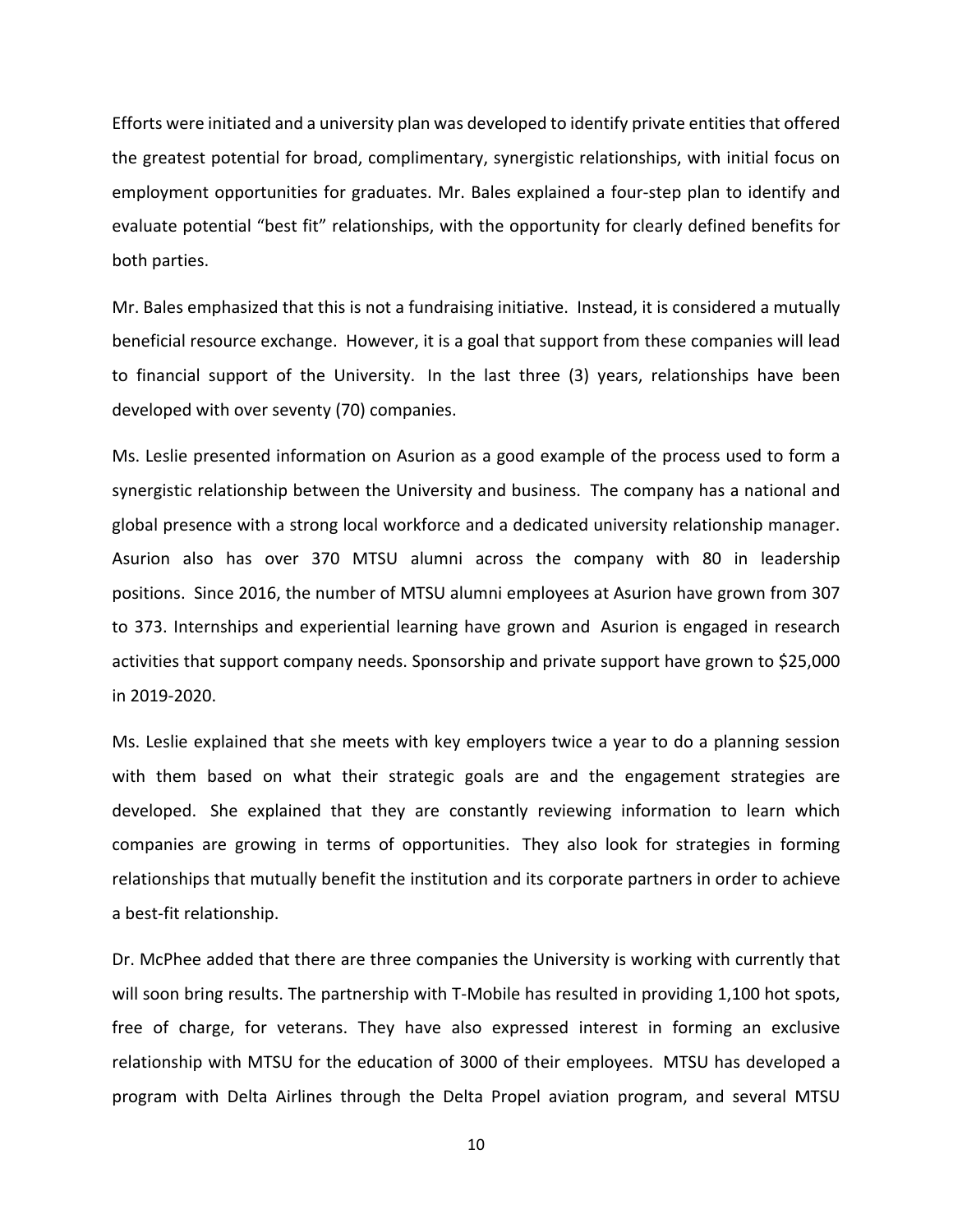Efforts were initiated and a university plan was developed to identify private entities that offered the greatest potential for broad, complimentary, synergistic relationships, with initial focus on employment opportunities for graduates. Mr. Bales explained a four-step plan to identify and evaluate potential "best fit" relationships, with the opportunity for clearly defined benefits for both parties.

Mr. Bales emphasized that this is not a fundraising initiative. Instead, it is considered a mutually beneficial resource exchange. However, it is a goal that support from these companies will lead to financial support of the University. In the last three (3) years, relationships have been developed with over seventy (70) companies.

Ms. Leslie presented information on Asurion as a good example of the process used to form a synergistic relationship between the University and business. The company has a national and global presence with a strong local workforce and a dedicated university relationship manager. Asurion also has over 370 MTSU alumni across the company with 80 in leadership positions. Since 2016, the number of MTSU alumni employees at Asurion have grown from 307 to 373. Internships and experiential learning have grown and Asurion is engaged in research activities that support company needs. Sponsorship and private support have grown to $25,000 in 2019-2020.

Ms. Leslie explained that she meets with key employers twice a year to do a planning session with them based on what their strategic goals are and the engagement strategies are developed. She explained that they are constantly reviewing information to learn which companies are growing in terms of opportunities. They also look for strategies in forming relationships that mutually benefit the institution and its corporate partners in order to achieve a best-fit relationship.

Dr. McPhee added that there are three companies the University is working with currently that will soon bring results. The partnership with T-Mobile has resulted in providing 1,100 hot spots, free of charge, for veterans. They have also expressed interest in forming an exclusive relationship with MTSU for the education of 3000 of their employees. MTSU has developed a program with Delta Airlines through the Delta Propel aviation program, and several MTSU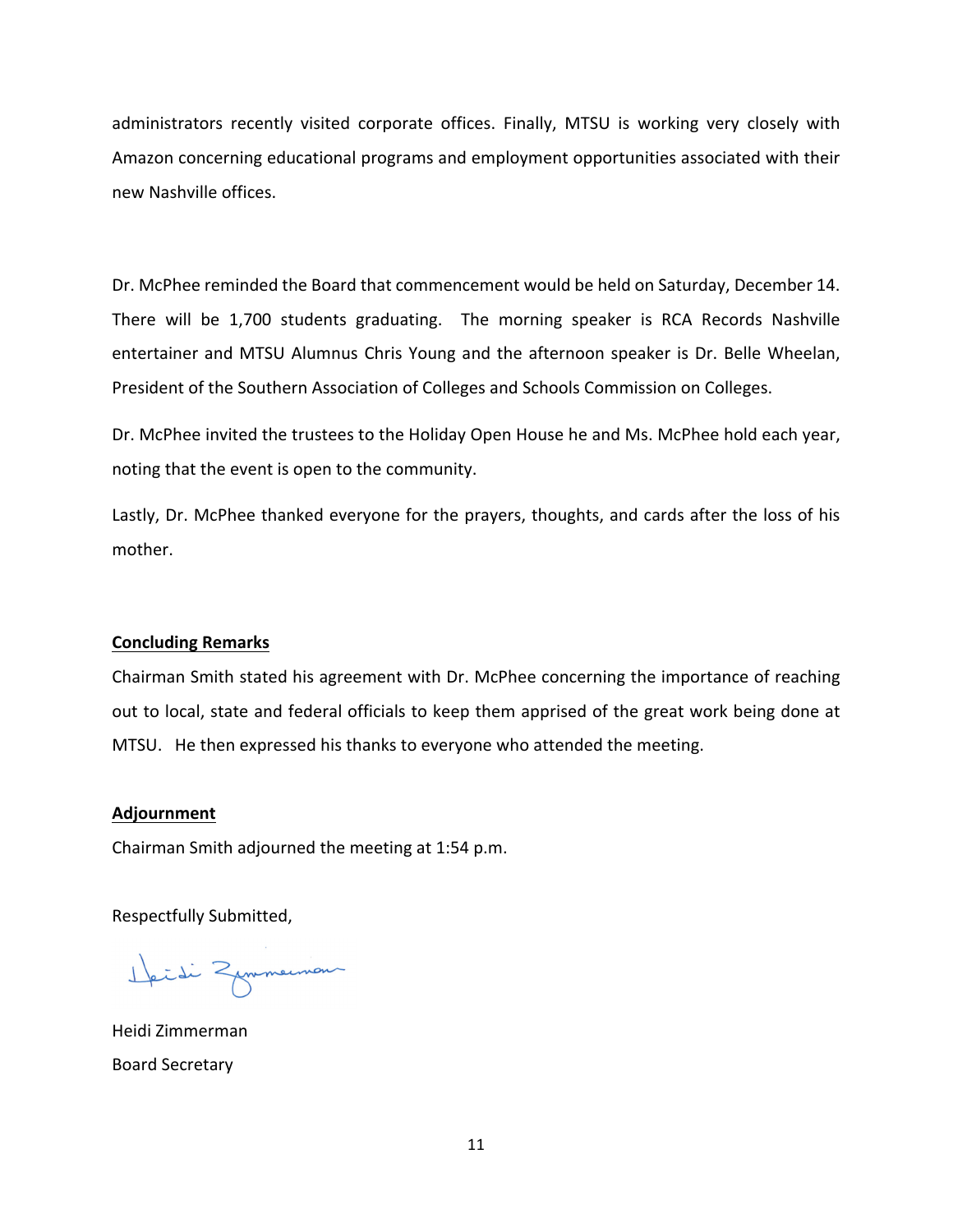administrators recently visited corporate offices. Finally, MTSU is working very closely with Amazon concerning educational programs and employment opportunities associated with their new Nashville offices.

Dr. McPhee reminded the Board that commencement would be held on Saturday, December 14. There will be 1,700 students graduating. The morning speaker is RCA Records Nashville entertainer and MTSU Alumnus Chris Young and the afternoon speaker is Dr. Belle Wheelan, President of the Southern Association of Colleges and Schools Commission on Colleges.

Dr. McPhee invited the trustees to the Holiday Open House he and Ms. McPhee hold each year, noting that the event is open to the community.

Lastly, Dr. McPhee thanked everyone for the prayers, thoughts, and cards after the loss of his mother.

**Concluding Remarks**

Chairman Smith stated his agreement with Dr. McPhee concerning the importance of reaching out to local, state and federal officials to keep them apprised of the great work being done at MTSU. He then expressed his thanks to everyone who attended the meeting.

**Adjournment**

Chairman Smith adjourned the meeting at 1:54 p.m.

Respectfully Submitted,

Heidi Zimmerman

Heidi Zimmerman
Board Secretary